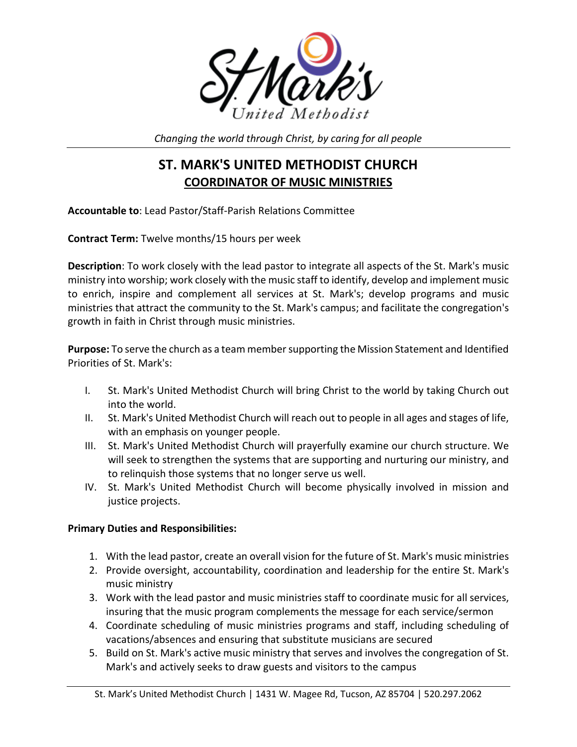St. Mark's United Methodist

*Changing the world through Christ, by caring for all people*

# ST. MARK'S UNITED METHODIST CHURCH

## COORDINATOR OF MUSIC MINISTRIES

**Accountable to**: Lead Pastor/Staff-Parish Relations Committee

**Contract Term:** Twelve months/15 hours per week

**Description**: To work closely with the lead pastor to integrate all aspects of the St. Mark's music ministry into worship; work closely with the music staff to identify, develop and implement music to enrich, inspire and complement all services at St. Mark's; develop programs and music ministries that attract the community to the St. Mark's campus; and facilitate the congregation's growth in faith in Christ through music ministries.

**Purpose:** To serve the church as a team member supporting the Mission Statement and Identified Priorities of St. Mark's:

I. St. Mark's United Methodist Church will bring Christ to the world by taking Church out into the world.
II. St. Mark's United Methodist Church will reach out to people in all ages and stages of life, with an emphasis on younger people.
III. St. Mark's United Methodist Church will prayerfully examine our church structure. We will seek to strengthen the systems that are supporting and nurturing our ministry, and to relinquish those systems that no longer serve us well.
IV. St. Mark's United Methodist Church will become physically involved in mission and justice projects.

**Primary Duties and Responsibilities:**

1. With the lead pastor, create an overall vision for the future of St. Mark's music ministries
2. Provide oversight, accountability, coordination and leadership for the entire St. Mark's music ministry
3. Work with the lead pastor and music ministries staff to coordinate music for all services, insuring that the music program complements the message for each service/sermon
4. Coordinate scheduling of music ministries programs and staff, including scheduling of vacations/absences and ensuring that substitute musicians are secured
5. Build on St. Mark's active music ministry that serves and involves the congregation of St. Mark's and actively seeks to draw guests and visitors to the campus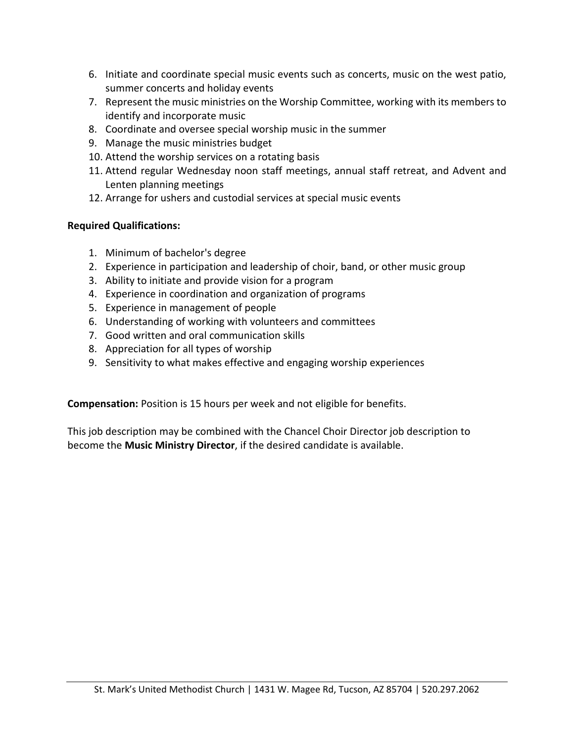6. Initiate and coordinate special music events such as concerts, music on the west patio, summer concerts and holiday events
7. Represent the music ministries on the Worship Committee, working with its members to identify and incorporate music
8. Coordinate and oversee special worship music in the summer
9. Manage the music ministries budget
10. Attend the worship services on a rotating basis
11. Attend regular Wednesday noon staff meetings, annual staff retreat, and Advent and Lenten planning meetings
12. Arrange for ushers and custodial services at special music events

**Required Qualifications:**

1. Minimum of bachelor's degree
2. Experience in participation and leadership of choir, band, or other music group
3. Ability to initiate and provide vision for a program
4. Experience in coordination and organization of programs
5. Experience in management of people
6. Understanding of working with volunteers and committees
7. Good written and oral communication skills
8. Appreciation for all types of worship
9. Sensitivity to what makes effective and engaging worship experiences

**Compensation:** Position is 15 hours per week and not eligible for benefits.

This job description may be combined with the Chancel Choir Director job description to become the **Music Ministry Director**, if the desired candidate is available.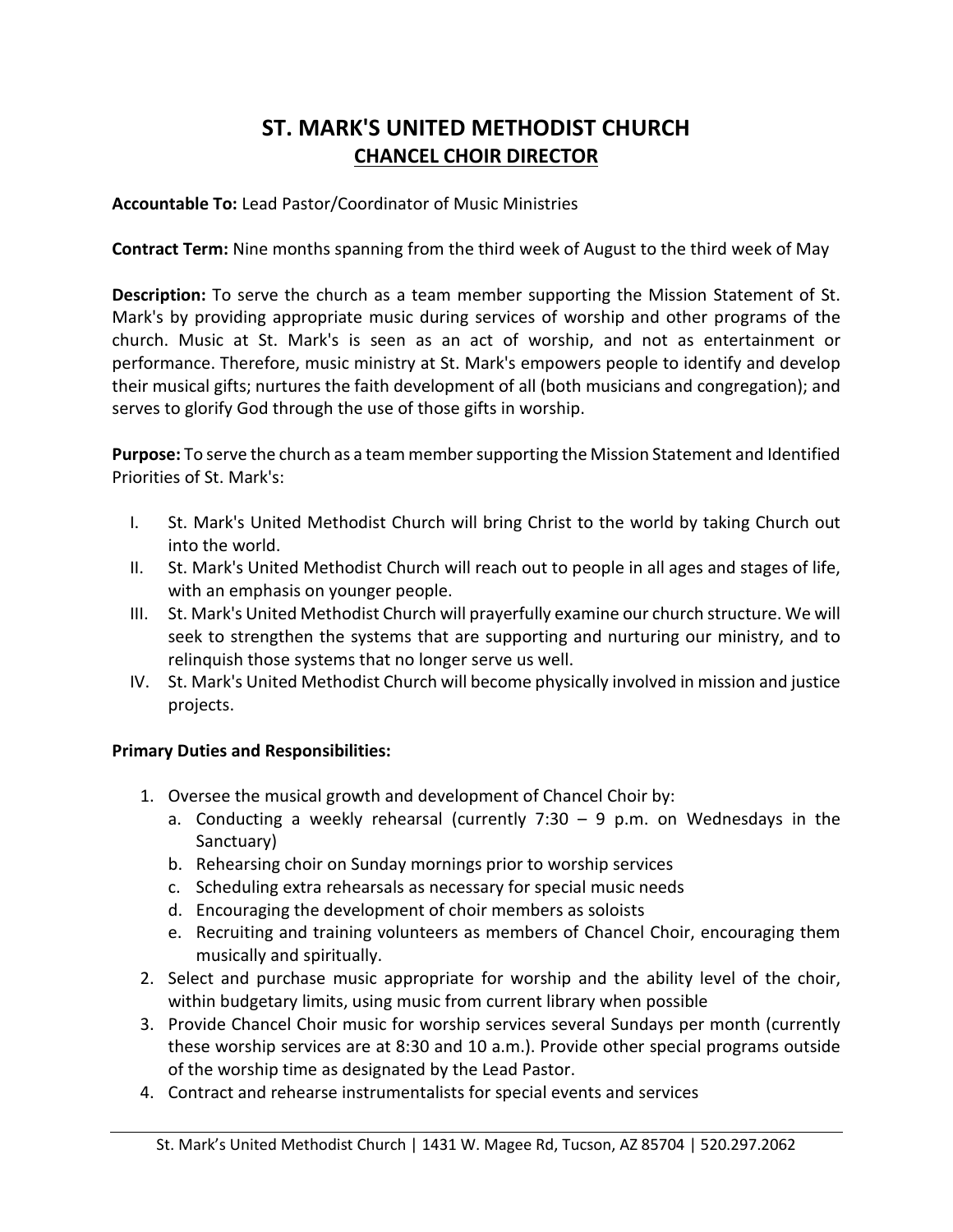# ST. MARK'S UNITED METHODIST CHURCH

## CHANCEL CHOIR DIRECTOR

**Accountable To:** Lead Pastor/Coordinator of Music Ministries

**Contract Term:** Nine months spanning from the third week of August to the third week of May

**Description:** To serve the church as a team member supporting the Mission Statement of St. Mark's by providing appropriate music during services of worship and other programs of the church. Music at St. Mark's is seen as an act of worship, and not as entertainment or performance. Therefore, music ministry at St. Mark's empowers people to identify and develop their musical gifts; nurtures the faith development of all (both musicians and congregation); and serves to glorify God through the use of those gifts in worship.

**Purpose:** To serve the church as a team member supporting the Mission Statement and Identified Priorities of St. Mark's:

I. St. Mark's United Methodist Church will bring Christ to the world by taking Church out into the world.
II. St. Mark's United Methodist Church will reach out to people in all ages and stages of life, with an emphasis on younger people.
III. St. Mark's United Methodist Church will prayerfully examine our church structure. We will seek to strengthen the systems that are supporting and nurturing our ministry, and to relinquish those systems that no longer serve us well.
IV. St. Mark's United Methodist Church will become physically involved in mission and justice projects.

**Primary Duties and Responsibilities:**

1. Oversee the musical growth and development of Chancel Choir by:
   a. Conducting a weekly rehearsal (currently 7:30 – 9 p.m. on Wednesdays in the Sanctuary)
   b. Rehearsing choir on Sunday mornings prior to worship services
   c. Scheduling extra rehearsals as necessary for special music needs
   d. Encouraging the development of choir members as soloists
   e. Recruiting and training volunteers as members of Chancel Choir, encouraging them musically and spiritually.
2. Select and purchase music appropriate for worship and the ability level of the choir, within budgetary limits, using music from current library when possible
3. Provide Chancel Choir music for worship services several Sundays per month (currently these worship services are at 8:30 and 10 a.m.). Provide other special programs outside of the worship time as designated by the Lead Pastor.
4. Contract and rehearse instrumentalists for special events and services

St. Mark's United Methodist Church | 1431 W. Magee Rd, Tucson, AZ 85704 | 520.297.2062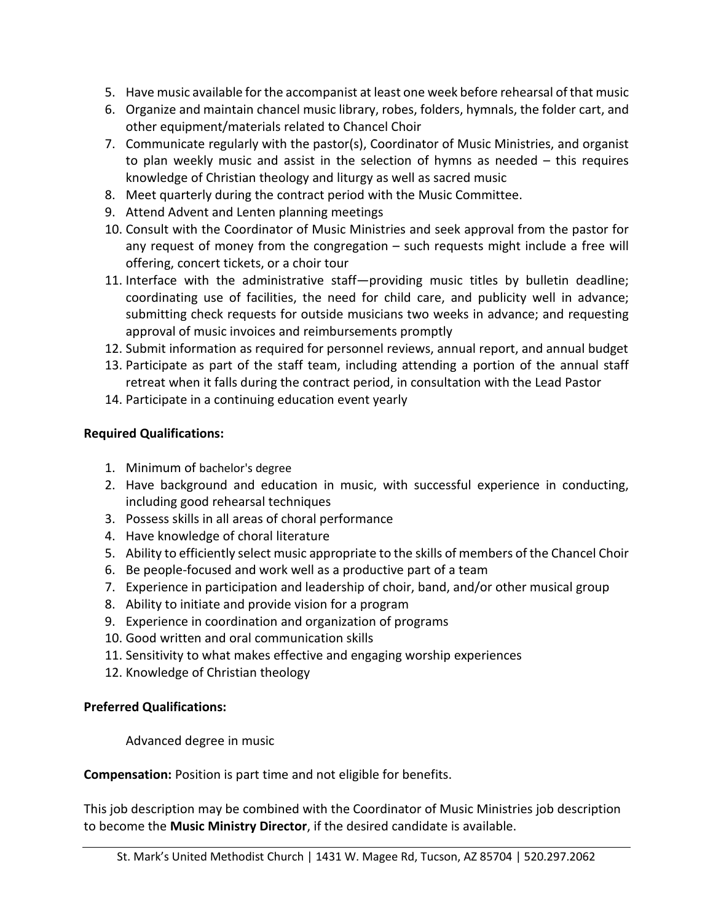5. Have music available for the accompanist at least one week before rehearsal of that music
6. Organize and maintain chancel music library, robes, folders, hymnals, the folder cart, and other equipment/materials related to Chancel Choir
7. Communicate regularly with the pastor(s), Coordinator of Music Ministries, and organist to plan weekly music and assist in the selection of hymns as needed – this requires knowledge of Christian theology and liturgy as well as sacred music
8. Meet quarterly during the contract period with the Music Committee.
9. Attend Advent and Lenten planning meetings
10. Consult with the Coordinator of Music Ministries and seek approval from the pastor for any request of money from the congregation – such requests might include a free will offering, concert tickets, or a choir tour
11. Interface with the administrative staff—providing music titles by bulletin deadline; coordinating use of facilities, the need for child care, and publicity well in advance; submitting check requests for outside musicians two weeks in advance; and requesting approval of music invoices and reimbursements promptly
12. Submit information as required for personnel reviews, annual report, and annual budget
13. Participate as part of the staff team, including attending a portion of the annual staff retreat when it falls during the contract period, in consultation with the Lead Pastor
14. Participate in a continuing education event yearly

**Required Qualifications:**

1. Minimum of bachelor's degree
2. Have background and education in music, with successful experience in conducting, including good rehearsal techniques
3. Possess skills in all areas of choral performance
4. Have knowledge of choral literature
5. Ability to efficiently select music appropriate to the skills of members of the Chancel Choir
6. Be people-focused and work well as a productive part of a team
7. Experience in participation and leadership of choir, band, and/or other musical group
8. Ability to initiate and provide vision for a program
9. Experience in coordination and organization of programs
10. Good written and oral communication skills
11. Sensitivity to what makes effective and engaging worship experiences
12. Knowledge of Christian theology

**Preferred Qualifications:**

Advanced degree in music

**Compensation:** Position is part time and not eligible for benefits.

This job description may be combined with the Coordinator of Music Ministries job description to become the **Music Ministry Director**, if the desired candidate is available.